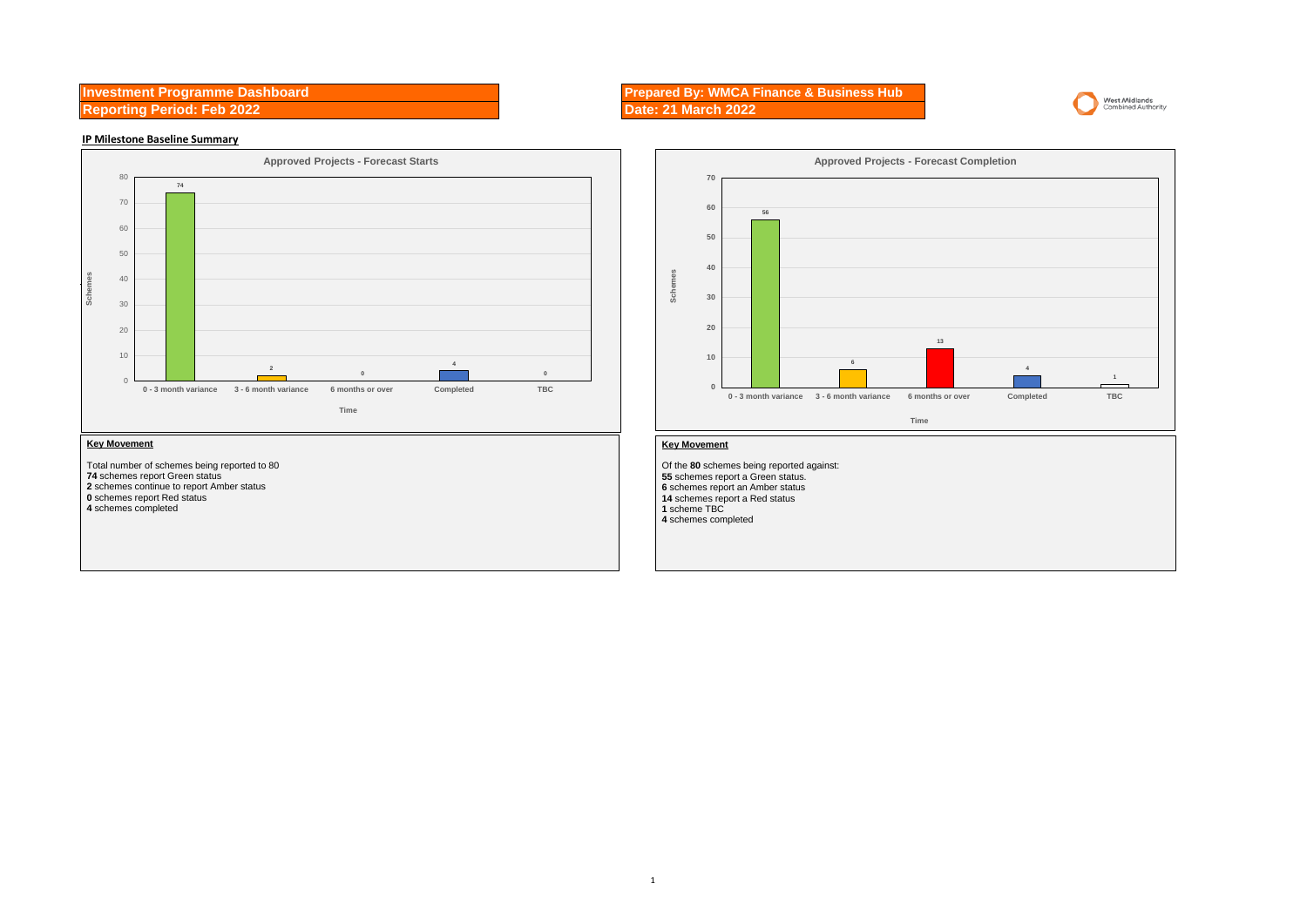**Investment Programme Dashboard**
**Reporting Period: Feb 2022**

**Prepared By: WMCA Finance & Business Hub**
**Date: 21 March 2022**

West Midlands Combined Authority

**IP Milestone Baseline Summary**

Approved Projects - Forecast Starts

Schemes

80
70
60
50
40
30
20
10
0

74
2
0
4
0

0 - 3 month variance
3 - 6 month variance
6 months or over
Completed
TBC

Time

Approved Projects - Forecast Completion

Schemes

70
60
50
40
30
20
10
0

56
6
13
4
1

0 - 3 month variance
3 - 6 month variance
6 months or over
Completed
TBC

Time

**Key Movement**

Total number of schemes being reported to 80
**74** schemes report Green status
**2** schemes continue to report Amber status
**0** schemes report Red status
**4** schemes completed

**Key Movement**

Of the **80** schemes being reported against:
**55** schemes report a Green status.
**6** schemes report an Amber status
**14** schemes report a Red status
**1** scheme TBC
**4** schemes completed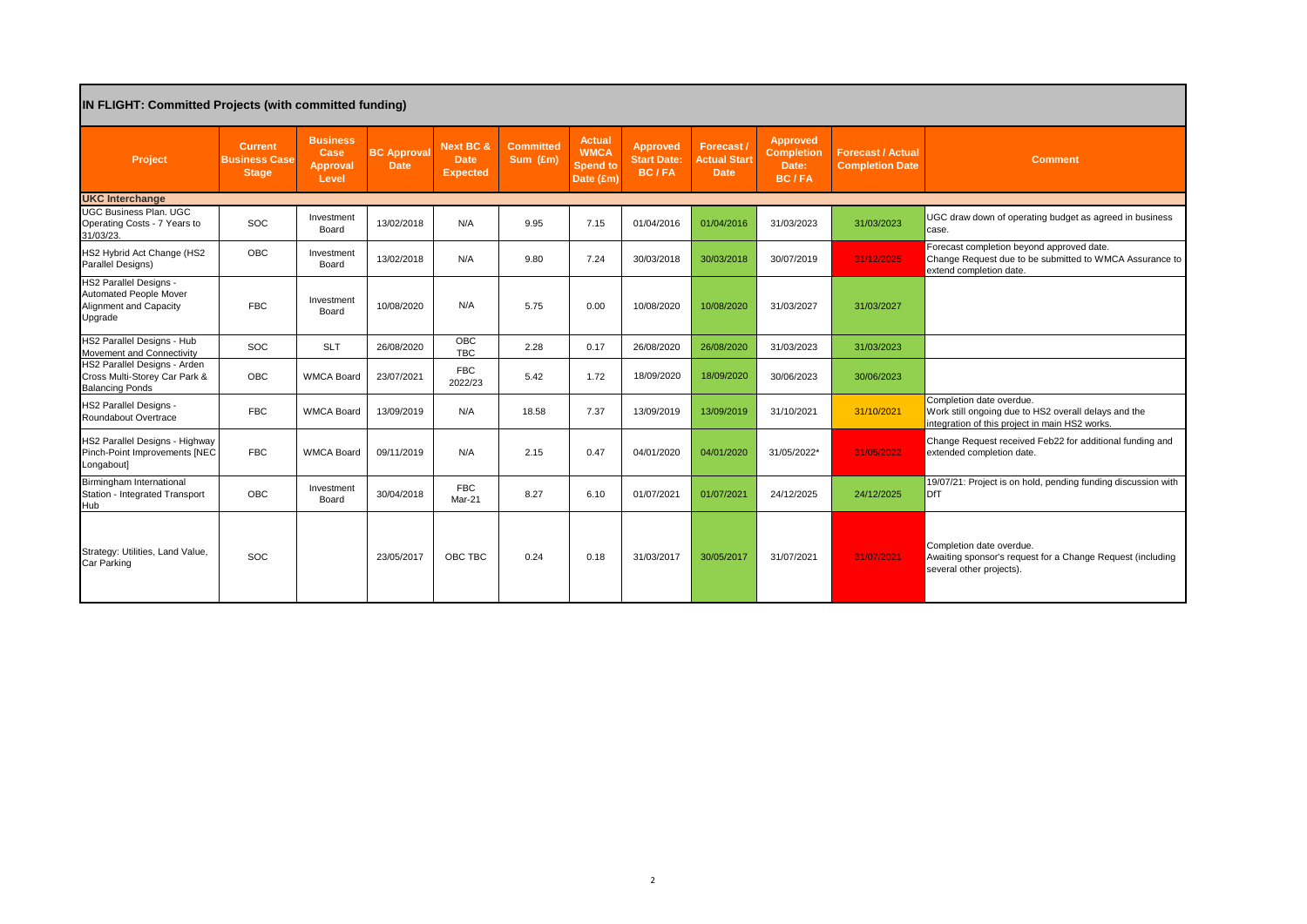## IN FLIGHT: Committed Projects (with committed funding)

| Project | Current Business Case Stage | Business Case Approval Level | BC Approval Date | Next BC & Date Expected | Committed Sum (£m) | Actual WMCA Spend to Date (£m) | Approved Start Date: BC / FA | Forecast / Actual Start Date | Approved Completion Date: BC / FA | Forecast / Actual Completion Date | Comment |
|---|---|---|---|---|---|---|---|---|---|---|---|
| **UKC Interchange** | | | | | | | | | | | |
| UGC Business Plan. UGC Operating Costs - 7 Years to 31/03/23. | SOC | Investment Board | 13/02/2018 | N/A | 9.95 | 7.15 | 01/04/2016 | 01/04/2016 | 31/03/2023 | 31/03/2023 | UGC draw down of operating budget as agreed in business case. |
| HS2 Hybrid Act Change (HS2 Parallel Designs) | OBC | Investment Board | 13/02/2018 | N/A | 9.80 | 7.24 | 30/03/2018 | 30/03/2018 | 30/07/2019 | 31/12/2025 | Forecast completion beyond approved date. Change Request due to be submitted to WMCA Assurance to extend completion date. |
| HS2 Parallel Designs - Automated People Mover Alignment and Capacity Upgrade | FBC | Investment Board | 10/08/2020 | N/A | 5.75 | 0.00 | 10/08/2020 | 10/08/2020 | 31/03/2027 | 31/03/2027 | |
| HS2 Parallel Designs - Hub Movement and Connectivity | SOC | SLT | 26/08/2020 | OBC TBC | 2.28 | 0.17 | 26/08/2020 | 26/08/2020 | 31/03/2023 | 31/03/2023 | |
| HS2 Parallel Designs - Arden Cross Multi-Storey Car Park & Balancing Ponds | OBC | WMCA Board | 23/07/2021 | FBC 2022/23 | 5.42 | 1.72 | 18/09/2020 | 18/09/2020 | 30/06/2023 | 30/06/2023 | |
| HS2 Parallel Designs - Roundabout Overtrace | FBC | WMCA Board | 13/09/2019 | N/A | 18.58 | 7.37 | 13/09/2019 | 13/09/2019 | 31/10/2021 | 31/10/2021 | Completion date overdue. Work still ongoing due to HS2 overall delays and the integration of this project in main HS2 works. |
| HS2 Parallel Designs - Highway Pinch-Point Improvements [NEC Longabout] | FBC | WMCA Board | 09/11/2019 | N/A | 2.15 | 0.47 | 04/01/2020 | 04/01/2020 | 31/05/2022* | 31/05/2022 | Change Request received Feb22 for additional funding and extended completion date. |
| Birmingham International Station - Integrated Transport Hub | OBC | Investment Board | 30/04/2018 | FBC Mar-21 | 8.27 | 6.10 | 01/07/2021 | 01/07/2021 | 24/12/2025 | 24/12/2025 | 19/07/21: Project is on hold, pending funding discussion with DfT |
| Strategy: Utilities, Land Value, Car Parking | SOC | | 23/05/2017 | OBC TBC | 0.24 | 0.18 | 31/03/2017 | 30/05/2017 | 31/07/2021 | 31/07/2021 | Completion date overdue. Awaiting sponsor's request for a Change Request (including several other projects). |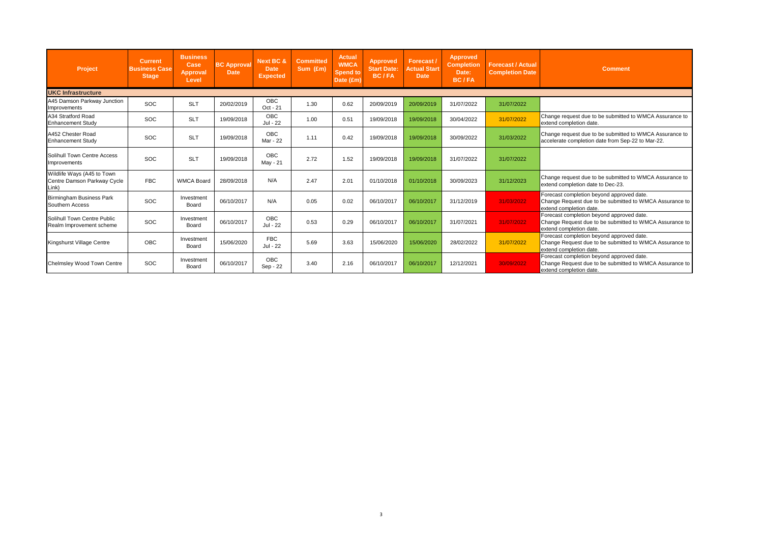| Project | Current Business Case Stage | Business Case Approval Level | BC Approval Date | Next BC & Date Expected | Committed Sum (£m) | Actual WMCA Spend to Date (£m) | Approved Start Date: BC / FA | Forecast / Actual Start Date | Approved Completion Date: BC / FA | Forecast / Actual Completion Date | Comment |
|---|---|---|---|---|---|---|---|---|---|---|---|
| **UKC Infrastructure** | | | | | | | | | | | |
| A45 Damson Parkway Junction Improvements | SOC | SLT | 20/02/2019 | OBC Oct - 21 | 1.30 | 0.62 | 20/09/2019 | 20/09/2019 | 31/07/2022 | 31/07/2022 | |
| A34 Stratford Road Enhancement Study | SOC | SLT | 19/09/2018 | OBC Jul - 22 | 1.00 | 0.51 | 19/09/2018 | 19/09/2018 | 30/04/2022 | 31/07/2022 | Change request due to be submitted to WMCA Assurance to extend completion date. |
| A452 Chester Road Enhancement Study | SOC | SLT | 19/09/2018 | OBC Mar - 22 | 1.11 | 0.42 | 19/09/2018 | 19/09/2018 | 30/09/2022 | 31/03/2022 | Change request due to be submitted to WMCA Assurance to accelerate completion date from Sep-22 to Mar-22. |
| Solihull Town Centre Access Improvements | SOC | SLT | 19/09/2018 | OBC May - 21 | 2.72 | 1.52 | 19/09/2018 | 19/09/2018 | 31/07/2022 | 31/07/2022 | |
| Wildlife Ways (A45 to Town Centre Damson Parkway Cycle Link) | FBC | WMCA Board | 28/09/2018 | N/A | 2.47 | 2.01 | 01/10/2018 | 01/10/2018 | 30/09/2023 | 31/12/2023 | Change request due to be submitted to WMCA Assurance to extend completion date to Dec-23. |
| Birmingham Business Park Southern Access | SOC | Investment Board | 06/10/2017 | N/A | 0.05 | 0.02 | 06/10/2017 | 06/10/2017 | 31/12/2019 | 31/03/2022 | Forecast completion beyond approved date. Change Request due to be submitted to WMCA Assurance to extend completion date. |
| Solihull Town Centre Public Realm Improvement scheme | SOC | Investment Board | 06/10/2017 | OBC Jul - 22 | 0.53 | 0.29 | 06/10/2017 | 06/10/2017 | 31/07/2021 | 31/07/2022 | Forecast completion beyond approved date. Change Request due to be submitted to WMCA Assurance to extend completion date. |
| Kingshurst Village Centre | OBC | Investment Board | 15/06/2020 | FBC Jul - 22 | 5.69 | 3.63 | 15/06/2020 | 15/06/2020 | 28/02/2022 | 31/07/2022 | Forecast completion beyond approved date. Change Request due to be submitted to WMCA Assurance to extend completion date. |
| Chelmsley Wood Town Centre | SOC | Investment Board | 06/10/2017 | OBC Sep - 22 | 3.40 | 2.16 | 06/10/2017 | 06/10/2017 | 12/12/2021 | 30/09/2022 | Forecast completion beyond approved date. Change Request due to be submitted to WMCA Assurance to extend completion date. |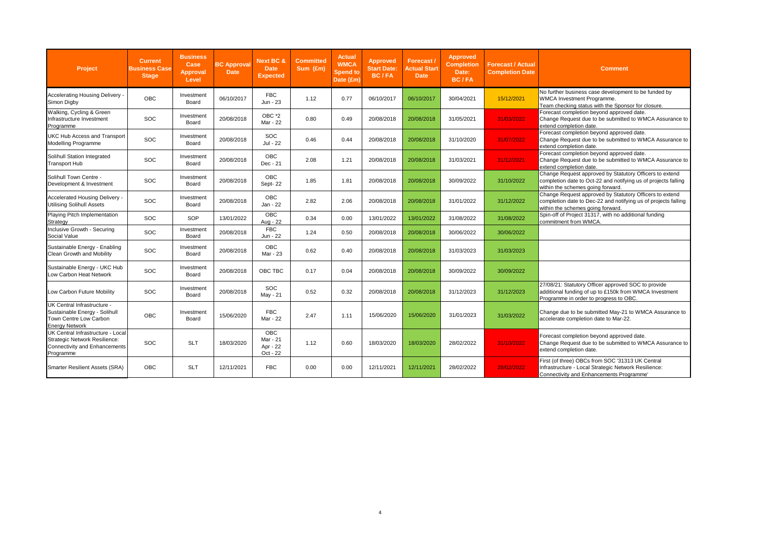| Project | Current Business Case Stage | Business Case Approval Level | BC Approval Date | Next BC & Date Expected | Committed Sum (£m) | Actual WMCA Spend to Date (£m) | Approved Start Date: BC / FA | Forecast / Actual Start Date | Approved Completion Date: BC / FA | Forecast / Actual Completion Date | Comment |
|---|---|---|---|---|---|---|---|---|---|---|---|
| Accelerating Housing Delivery - Simon Digby | OBC | Investment Board | 06/10/2017 | FBC Jun - 23 | 1.12 | 0.77 | 06/10/2017 | 06/10/2017 | 30/04/2021 | 15/12/2021 | No further business case development to be funded by WMCA Investment Programme. Team checking status with the Sponsor for closure. |
| Walking, Cycling & Green Infrastructure Investment Programme | SOC | Investment Board | 20/08/2018 | OBC *2 Mar - 22 | 0.80 | 0.49 | 20/08/2018 | 20/08/2018 | 31/05/2021 | 31/03/2022 | Forecast completion beyond approved date. Change Request due to be submitted to WMCA Assurance to extend completion date. |
| UKC Hub Access and Transport Modelling Programme | SOC | Investment Board | 20/08/2018 | SOC Jul - 22 | 0.46 | 0.44 | 20/08/2018 | 20/08/2018 | 31/10/2020 | 31/07/2022 | Forecast completion beyond approved date. Change Request due to be submitted to WMCA Assurance to extend completion date. |
| Solihull Station Integrated Transport Hub | SOC | Investment Board | 20/08/2018 | OBC Dec - 21 | 2.08 | 1.21 | 20/08/2018 | 20/08/2018 | 31/03/2021 | 31/12/2021 | Forecast completion beyond approved date. Change Request due to be submitted to WMCA Assurance to extend completion date. |
| Solihull Town Centre - Development & Investment | SOC | Investment Board | 20/08/2018 | OBC Sept- 22 | 1.85 | 1.81 | 20/08/2018 | 20/08/2018 | 30/09/2022 | 31/10/2022 | Change Request approved by Statutory Officers to extend completion date to Oct-22 and notifying us of projects falling within the schemes going forward. |
| Accelerated Housing Delivery - Utilising Solihull Assets | SOC | Investment Board | 20/08/2018 | OBC Jan - 22 | 2.82 | 2.06 | 20/08/2018 | 20/08/2018 | 31/01/2022 | 31/12/2022 | Change Request approved by Statutory Officers to extend completion date to Dec-22 and notifying us of projects falling within the schemes going forward. |
| Playing Pitch Implementation Strategy | SOC | SOP | 13/01/2022 | OBC Aug - 22 | 0.34 | 0.00 | 13/01/2022 | 13/01/2022 | 31/08/2022 | 31/08/2022 | Spin-off of Project 31317, with no additional funding commitment from WMCA. |
| Inclusive Growth - Securing Social Value | SOC | Investment Board | 20/08/2018 | FBC Jun - 22 | 1.24 | 0.50 | 20/08/2018 | 20/08/2018 | 30/06/2022 | 30/06/2022 | |
| Sustainable Energy - Enabling Clean Growth and Mobility | SOC | Investment Board | 20/08/2018 | OBC Mar - 23 | 0.62 | 0.40 | 20/08/2018 | 20/08/2018 | 31/03/2023 | 31/03/2023 | |
| Sustainable Energy - UKC Hub Low Carbon Heat Network | SOC | Investment Board | 20/08/2018 | OBC TBC | 0.17 | 0.04 | 20/08/2018 | 20/08/2018 | 30/09/2022 | 30/09/2022 | |
| Low Carbon Future Mobility | SOC | Investment Board | 20/08/2018 | SOC May - 21 | 0.52 | 0.32 | 20/08/2018 | 20/08/2018 | 31/12/2023 | 31/12/2023 | 27/08/21: Statutory Officer approved SOC to provide additional funding of up to £150k from WMCA Investment Programme in order to progress to OBC. |
| UK Central Infrastructure - Sustainable Energy - Solihull Town Centre Low Carbon Energy Network | OBC | Investment Board | 15/06/2020 | FBC Mar - 22 | 2.47 | 1.11 | 15/06/2020 | 15/06/2020 | 31/01/2023 | 31/03/2022 | Change due to be submitted May-21 to WMCA Assurance to accelerate completion date to Mar-22. |
| UK Central Infrastructure - Local Strategic Network Resilience: Connectivity and Enhancements Programme | SOC | SLT | 18/03/2020 | OBC Mar - 21 Apr - 22 Oct - 22 | 1.12 | 0.60 | 18/03/2020 | 18/03/2020 | 28/02/2022 | 31/10/2022 | Forecast completion beyond approved date. Change Request due to be submitted to WMCA Assurance to extend completion date. |
| Smarter Resilient Assets (SRA) | OBC | SLT | 12/11/2021 | FBC | 0.00 | 0.00 | 12/11/2021 | 12/11/2021 | 28/02/2022 | 28/02/2022 | First (of three) OBCs from SOC '31313 UK Central Infrastructure - Local Strategic Network Resilience: Connectivity and Enhancements Programme' |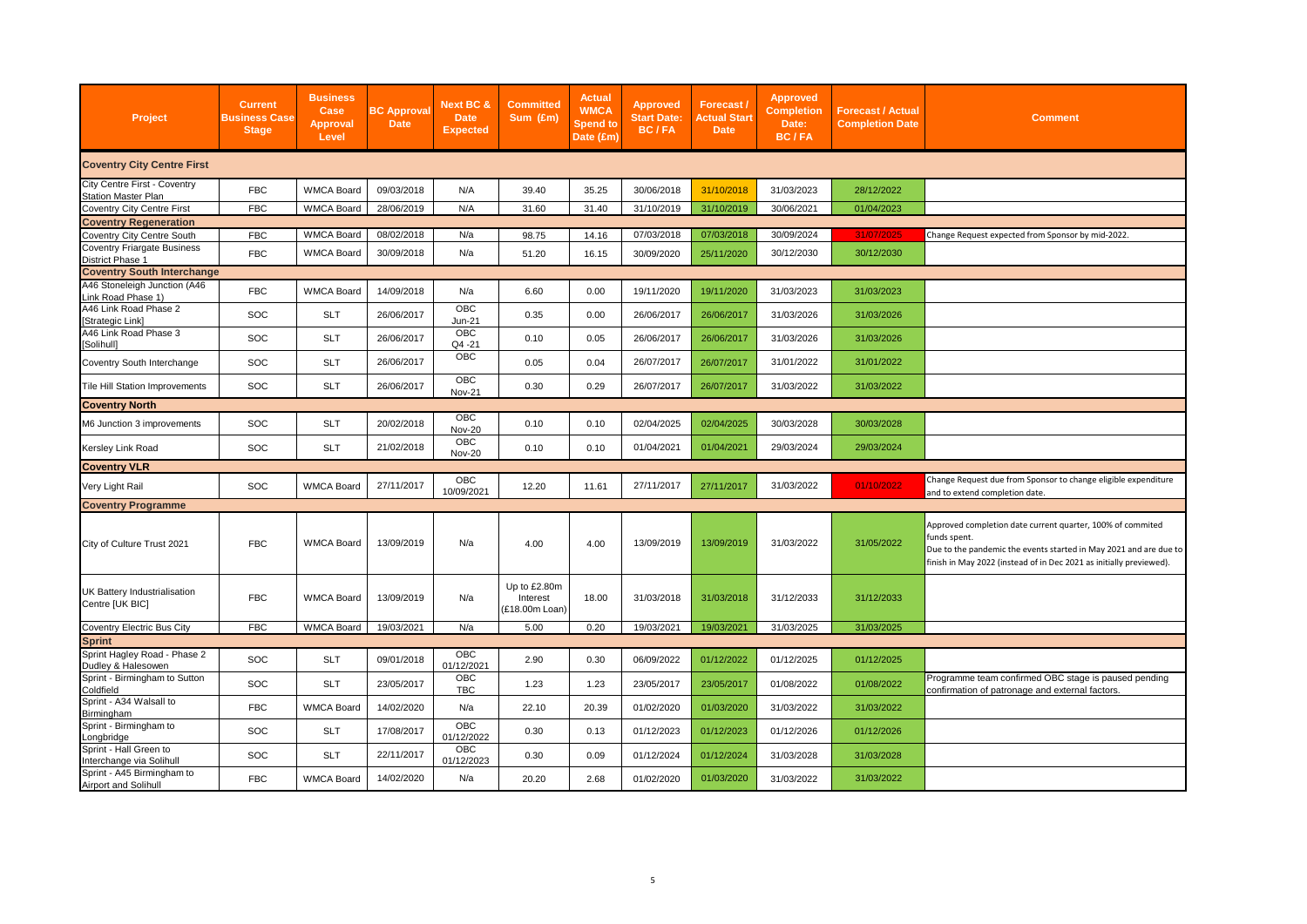| Project | Current Business Case Stage | Business Case Approval Level | BC Approval Date | Next BC & Date Expected | Committed Sum (£m) | Actual WMCA Spend to Date (£m) | Approved Start Date: BC / FA | Forecast / Actual Start Date | Approved Completion Date: BC / FA | Forecast / Actual Completion Date | Comment |
|---|---|---|---|---|---|---|---|---|---|---|---|
| **Coventry City Centre First** | | | | | | | | | | | |
| City Centre First - Coventry Station Master Plan | FBC | WMCA Board | 09/03/2018 | N/A | 39.40 | 35.25 | 30/06/2018 | 31/10/2018 | 31/03/2023 | 28/12/2022 | |
| Coventry City Centre First | FBC | WMCA Board | 28/06/2019 | N/A | 31.60 | 31.40 | 31/10/2019 | 31/10/2019 | 30/06/2021 | 01/04/2023 | |
| **Coventry Regeneration** | | | | | | | | | | | |
| Coventry City Centre South | FBC | WMCA Board | 08/02/2018 | N/a | 98.75 | 14.16 | 07/03/2018 | 07/03/2018 | 30/09/2024 | 31/07/2025 | Change Request expected from Sponsor by mid-2022. |
| Coventry Friargate Business District Phase 1 | FBC | WMCA Board | 30/09/2018 | N/a | 51.20 | 16.15 | 30/09/2020 | 25/11/2020 | 30/12/2030 | 30/12/2030 | |
| **Coventry South Interchange** | | | | | | | | | | | |
| A46 Stoneleigh Junction (A46 Link Road Phase 1) | FBC | WMCA Board | 14/09/2018 | N/a | 6.60 | 0.00 | 19/11/2020 | 19/11/2020 | 31/03/2023 | 31/03/2023 | |
| A46 Link Road Phase 2 [Strategic Link] | SOC | SLT | 26/06/2017 | OBC Jun-21 | 0.35 | 0.00 | 26/06/2017 | 26/06/2017 | 31/03/2026 | 31/03/2026 | |
| A46 Link Road Phase 3 [Solihull] | SOC | SLT | 26/06/2017 | OBC Q4 -21 | 0.10 | 0.05 | 26/06/2017 | 26/06/2017 | 31/03/2026 | 31/03/2026 | |
| Coventry South Interchange | SOC | SLT | 26/06/2017 | OBC | 0.05 | 0.04 | 26/07/2017 | 26/07/2017 | 31/01/2022 | 31/01/2022 | |
| Tile Hill Station Improvements | SOC | SLT | 26/06/2017 | OBC Nov-21 | 0.30 | 0.29 | 26/07/2017 | 26/07/2017 | 31/03/2022 | 31/03/2022 | |
| **Coventry North** | | | | | | | | | | | |
| M6 Junction 3 improvements | SOC | SLT | 20/02/2018 | OBC Nov-20 | 0.10 | 0.10 | 02/04/2025 | 02/04/2025 | 30/03/2028 | 30/03/2028 | |
| Kersley Link Road | SOC | SLT | 21/02/2018 | OBC Nov-20 | 0.10 | 0.10 | 01/04/2021 | 01/04/2021 | 29/03/2024 | 29/03/2024 | |
| **Coventry VLR** | | | | | | | | | | | |
| Very Light Rail | SOC | WMCA Board | 27/11/2017 | OBC 10/09/2021 | 12.20 | 11.61 | 27/11/2017 | 27/11/2017 | 31/03/2022 | 01/10/2022 | Change Request due from Sponsor to change eligible expenditure and to extend completion date. |
| **Coventry Programme** | | | | | | | | | | | |
| City of Culture Trust 2021 | FBC | WMCA Board | 13/09/2019 | N/a | 4.00 | 4.00 | 13/09/2019 | 13/09/2019 | 31/03/2022 | 31/05/2022 | Approved completion date current quarter, 100% of commited funds spent. Due to the pandemic the events started in May 2021 and are due to finish in May 2022 (instead of in Dec 2021 as initially previewed). |
| UK Battery Industrialisation Centre [UK BIC] | FBC | WMCA Board | 13/09/2019 | N/a | Up to £2.80m Interest (£18.00m Loan) | 18.00 | 31/03/2018 | 31/03/2018 | 31/12/2033 | 31/12/2033 | |
| Coventry Electric Bus City | FBC | WMCA Board | 19/03/2021 | N/a | 5.00 | 0.20 | 19/03/2021 | 19/03/2021 | 31/03/2025 | 31/03/2025 | |
| **Sprint** | | | | | | | | | | | |
| Sprint Hagley Road - Phase 2 Dudley & Halesowen | SOC | SLT | 09/01/2018 | OBC 01/12/2021 | 2.90 | 0.30 | 06/09/2022 | 01/12/2022 | 01/12/2025 | 01/12/2025 | |
| Sprint - Birmingham to Sutton Coldfield | SOC | SLT | 23/05/2017 | OBC TBC | 1.23 | 1.23 | 23/05/2017 | 23/05/2017 | 01/08/2022 | 01/08/2022 | Programme team confirmed OBC stage is paused pending confirmation of patronage and external factors. |
| Sprint - A34 Walsall to Birmingham | FBC | WMCA Board | 14/02/2020 | N/a | 22.10 | 20.39 | 01/02/2020 | 01/03/2020 | 31/03/2022 | 31/03/2022 | |
| Sprint - Birmingham to Longbridge | SOC | SLT | 17/08/2017 | OBC 01/12/2022 | 0.30 | 0.13 | 01/12/2023 | 01/12/2023 | 01/12/2026 | 01/12/2026 | |
| Sprint - Hall Green to Interchange via Solihull | SOC | SLT | 22/11/2017 | OBC 01/12/2023 | 0.30 | 0.09 | 01/12/2024 | 01/12/2024 | 31/03/2028 | 31/03/2028 | |
| Sprint - A45 Birmingham to Airport and Solihull | FBC | WMCA Board | 14/02/2020 | N/a | 20.20 | 2.68 | 01/02/2020 | 01/03/2020 | 31/03/2022 | 31/03/2022 | |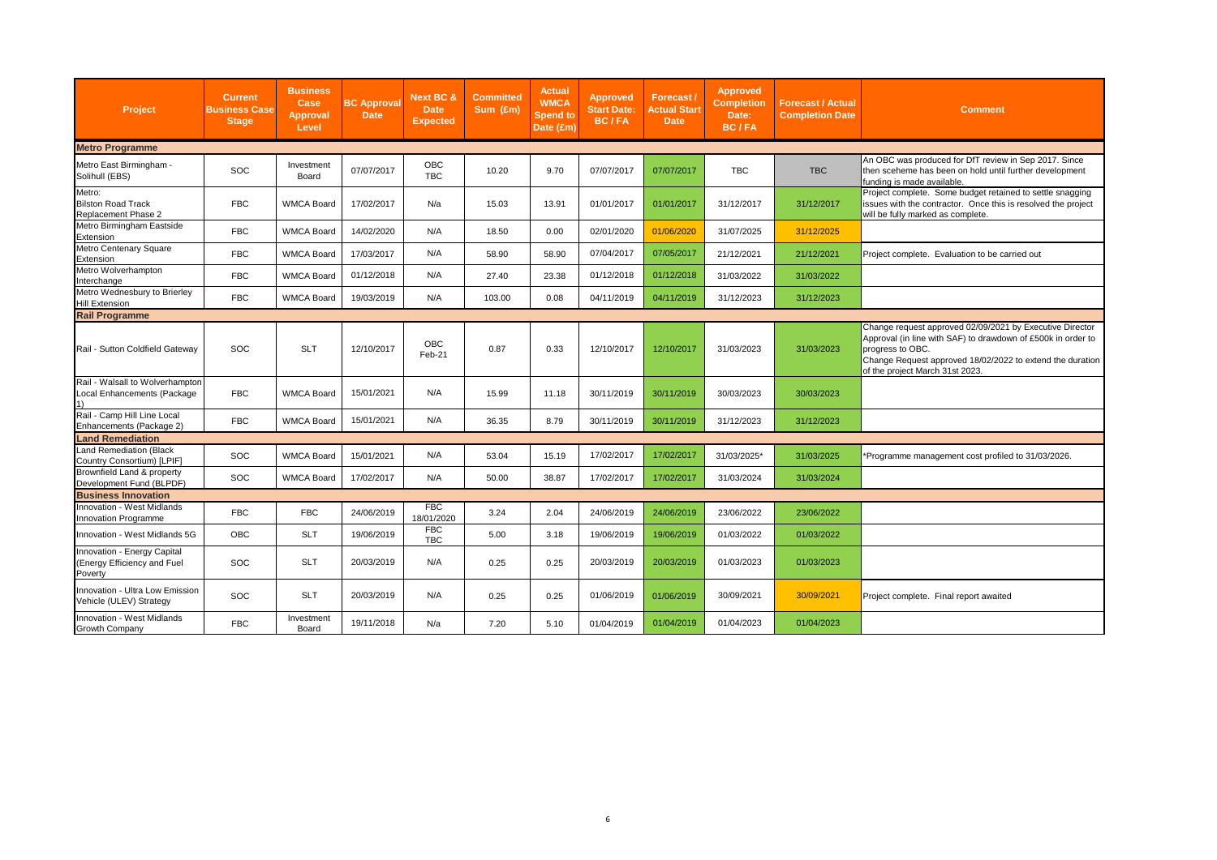| Project | Current Business Case Stage | Business Case Approval Level | BC Approval Date | Next BC & Date Expected | Committed Sum (£m) | Actual WMCA Spend to Date (£m) | Approved Start Date: BC / FA | Forecast / Actual Start Date | Approved Completion Date: BC / FA | Forecast / Actual Completion Date | Comment |
|---|---|---|---|---|---|---|---|---|---|---|---|
| **Metro Programme** | | | | | | | | | | | |
| Metro East Birmingham - Solihull (EBS) | SOC | Investment Board | 07/07/2017 | OBC TBC | 10.20 | 9.70 | 07/07/2017 | 07/07/2017 | TBC | TBC | An OBC was produced for DfT review in Sep 2017. Since then sceheme has been on hold until further development funding is made available. |
| Metro: Bilston Road Track Replacement Phase 2 | FBC | WMCA Board | 17/02/2017 | N/a | 15.03 | 13.91 | 01/01/2017 | 01/01/2017 | 31/12/2017 | 31/12/2017 | Project complete. Some budget retained to settle snagging issues with the contractor. Once this is resolved the project will be fully marked as complete. |
| Metro Birmingham Eastside Extension | FBC | WMCA Board | 14/02/2020 | N/A | 18.50 | 0.00 | 02/01/2020 | 01/06/2020 | 31/07/2025 | 31/12/2025 | |
| Metro Centenary Square Extension | FBC | WMCA Board | 17/03/2017 | N/A | 58.90 | 58.90 | 07/04/2017 | 07/05/2017 | 21/12/2021 | 21/12/2021 | Project complete. Evaluation to be carried out |
| Metro Wolverhampton Interchange | FBC | WMCA Board | 01/12/2018 | N/A | 27.40 | 23.38 | 01/12/2018 | 01/12/2018 | 31/03/2022 | 31/03/2022 | |
| Metro Wednesbury to Brierley Hill Extension | FBC | WMCA Board | 19/03/2019 | N/A | 103.00 | 0.08 | 04/11/2019 | 04/11/2019 | 31/12/2023 | 31/12/2023 | |
| **Rail Programme** | | | | | | | | | | | |
| Rail - Sutton Coldfield Gateway | SOC | SLT | 12/10/2017 | OBC Feb-21 | 0.87 | 0.33 | 12/10/2017 | 12/10/2017 | 31/03/2023 | 31/03/2023 | Change request approved 02/09/2021 by Executive Director Approval (in line with SAF) to drawdown of £500k in order to progress to OBC. Change Request approved 18/02/2022 to extend the duration of the project March 31st 2023. |
| Rail - Walsall to Wolverhampton Local Enhancements (Package 1) | FBC | WMCA Board | 15/01/2021 | N/A | 15.99 | 11.18 | 30/11/2019 | 30/11/2019 | 30/03/2023 | 30/03/2023 | |
| Rail - Camp Hill Line Local Enhancements (Package 2) | FBC | WMCA Board | 15/01/2021 | N/A | 36.35 | 8.79 | 30/11/2019 | 30/11/2019 | 31/12/2023 | 31/12/2023 | |
| **Land Remediation** | | | | | | | | | | | |
| Land Remediation (Black Country Consortium) [LPIF] | SOC | WMCA Board | 15/01/2021 | N/A | 53.04 | 15.19 | 17/02/2017 | 17/02/2017 | 31/03/2025* | 31/03/2025 | *Programme management cost profiled to 31/03/2026. |
| Brownfield Land & property Development Fund (BLPDF) | SOC | WMCA Board | 17/02/2017 | N/A | 50.00 | 38.87 | 17/02/2017 | 17/02/2017 | 31/03/2024 | 31/03/2024 | |
| **Business Innovation** | | | | | | | | | | | |
| Innovation - West Midlands Innovation Programme | FBC | FBC | 24/06/2019 | FBC 18/01/2020 | 3.24 | 2.04 | 24/06/2019 | 24/06/2019 | 23/06/2022 | 23/06/2022 | |
| Innovation - West Midlands 5G | OBC | SLT | 19/06/2019 | FBC TBC | 5.00 | 3.18 | 19/06/2019 | 19/06/2019 | 01/03/2022 | 01/03/2022 | |
| Innovation - Energy Capital (Energy Efficiency and Fuel Poverty | SOC | SLT | 20/03/2019 | N/A | 0.25 | 0.25 | 20/03/2019 | 20/03/2019 | 01/03/2023 | 01/03/2023 | |
| Innovation - Ultra Low Emission Vehicle (ULEV) Strategy | SOC | SLT | 20/03/2019 | N/A | 0.25 | 0.25 | 01/06/2019 | 01/06/2019 | 30/09/2021 | 30/09/2021 | Project complete. Final report awaited |
| Innovation - West Midlands Growth Company | FBC | Investment Board | 19/11/2018 | N/a | 7.20 | 5.10 | 01/04/2019 | 01/04/2019 | 01/04/2023 | 01/04/2023 | |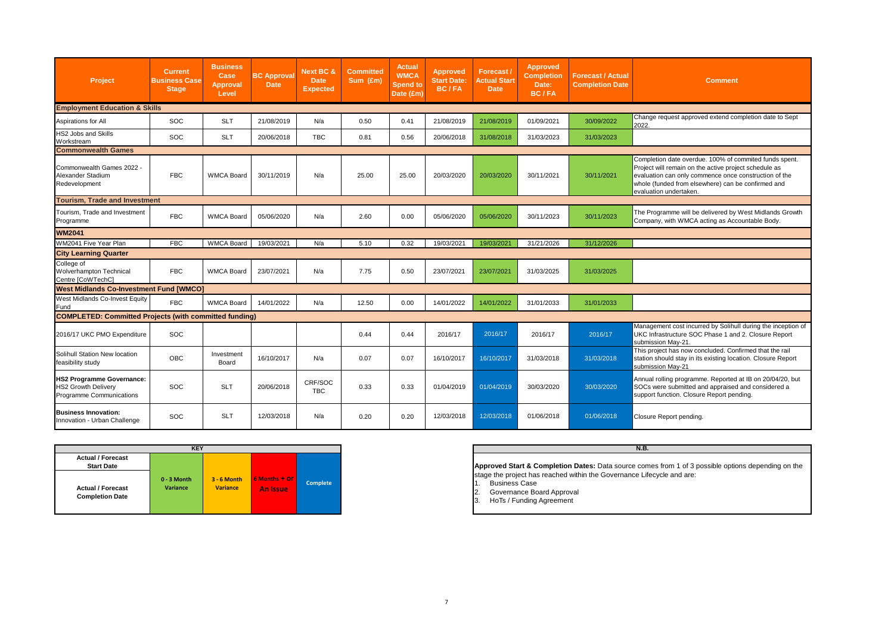| Project | Current Business Case Stage | Business Case Approval Level | BC Approval Date | Next BC & Date Expected | Committed Sum (£m) | Actual WMCA Spend to Date (£m) | Approved Start Date: BC / FA | Forecast / Actual Start Date | Approved Completion Date: BC / FA | Forecast / Actual Completion Date | Comment |
|---|---|---|---|---|---|---|---|---|---|---|---|
| **Employment Education & Skills** | | | | | | | | | | | |
| Aspirations for All | SOC | SLT | 21/08/2019 | N/a | 0.50 | 0.41 | 21/08/2019 | 21/08/2019 | 01/09/2021 | 30/09/2022 | Change request approved extend completion date to Sept 2022. |
| HS2 Jobs and Skills Workstream | SOC | SLT | 20/06/2018 | TBC | 0.81 | 0.56 | 20/06/2018 | 31/08/2018 | 31/03/2023 | 31/03/2023 | |
| **Commonwealth Games** | | | | | | | | | | | |
| Commonwealth Games 2022 - Alexander Stadium Redevelopment | FBC | WMCA Board | 30/11/2019 | N/a | 25.00 | 25.00 | 20/03/2020 | 20/03/2020 | 30/11/2021 | 30/11/2021 | Completion date overdue. 100% of commited funds spent. Project will remain on the active project schedule as evaluation can only commence once construction of the whole (funded from elsewhere) can be confirmed and evaluation undertaken. |
| **Tourism, Trade and Investment** | | | | | | | | | | | |
| Tourism, Trade and Investment Programme | FBC | WMCA Board | 05/06/2020 | N/a | 2.60 | 0.00 | 05/06/2020 | 05/06/2020 | 30/11/2023 | 30/11/2023 | The Programme will be delivered by West Midlands Growth Company, with WMCA acting as Accountable Body. |
| **WM2041** | | | | | | | | | | | |
| WM2041 Five Year Plan | FBC | WMCA Board | 19/03/2021 | N/a | 5.10 | 0.32 | 19/03/2021 | 19/03/2021 | 31/21/2026 | 31/12/2026 | |
| **City Learning Quarter** | | | | | | | | | | | |
| College of Wolverhampton Technical Centre [CoWTechC] | FBC | WMCA Board | 23/07/2021 | N/a | 7.75 | 0.50 | 23/07/2021 | 23/07/2021 | 31/03/2025 | 31/03/2025 | |
| **West Midlands Co-Investment Fund [WMCO]** | | | | | | | | | | | |
| West Midlands Co-Invest Equity Fund | FBC | WMCA Board | 14/01/2022 | N/a | 12.50 | 0.00 | 14/01/2022 | 14/01/2022 | 31/01/2033 | 31/01/2033 | |
| **COMPLETED: Committed Projects (with committed funding)** | | | | | | | | | | | |
| 2016/17 UKC PMO Expenditure | SOC | | | | 0.44 | 0.44 | 2016/17 | 2016/17 | 2016/17 | 2016/17 | Management cost incurred by Solihull during the inception of UKC Infrastructure SOC Phase 1 and 2. Closure Report submission May-21. |
| Solihull Station New location feasibility study | OBC | Investment Board | 16/10/2017 | N/a | 0.07 | 0.07 | 16/10/2017 | 16/10/2017 | 31/03/2018 | 31/03/2018 | This project has now concluded. Confirmed that the rail station should stay in its existing location. Closure Report submission May-21 |
| **HS2 Programme Governance:** HS2 Growth Delivery Programme Communications | SOC | SLT | 20/06/2018 | CRF/SOC TBC | 0.33 | 0.33 | 01/04/2019 | 01/04/2019 | 30/03/2020 | 30/03/2020 | Annual rolling programme. Reported at IB on 20/04/20, but SOCs were submitted and appraised and considered a support function. Closure Report pending. |
| **Business Innovation:** Innovation - Urban Challenge | SOC | SLT | 12/03/2018 | N/a | 0.20 | 0.20 | 12/03/2018 | 12/03/2018 | 01/06/2018 | 01/06/2018 | Closure Report pending. |

| KEY | | | | |
|---|---|---|---|---|
| Actual / Forecast Start Date | | | | |
| Actual / Forecast Completion Date | 0 - 3 Month Variance | 3 - 6 Month Variance | 6 Months + or An Issue | Complete |

**N.B.**

**Approved Start & Completion Dates:** Data source comes from 1 of 3 possible options depending on the stage the project has reached within the Governance Lifecycle and are:

1. Business Case
2. Governance Board Approval
3. HoTs / Funding Agreement